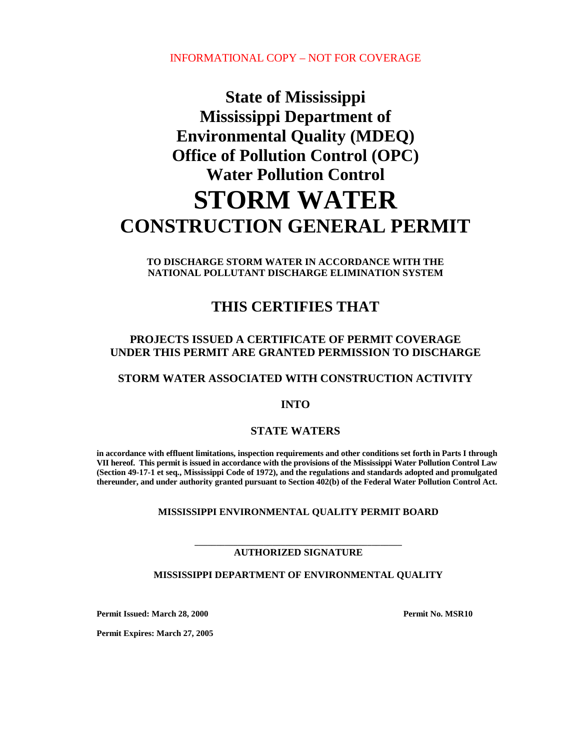INFORMATIONAL COPY – NOT FOR COVERAGE

# State of Mississippi
# Mississippi Department of Environmental Quality (MDEQ)
# Office of Pollution Control (OPC)
# Water Pollution Control

# STORM WATER
# CONSTRUCTION GENERAL PERMIT

**TO DISCHARGE STORM WATER IN ACCORDANCE WITH THE NATIONAL POLLUTANT DISCHARGE ELIMINATION SYSTEM**

## THIS CERTIFIES THAT

**PROJECTS ISSUED A CERTIFICATE OF PERMIT COVERAGE UNDER THIS PERMIT ARE GRANTED PERMISSION TO DISCHARGE**

**STORM WATER ASSOCIATED WITH CONSTRUCTION ACTIVITY**

**INTO**

**STATE WATERS**

**in accordance with effluent limitations, inspection requirements and other conditions set forth in Parts I through VII hereof. This permit is issued in accordance with the provisions of the Mississippi Water Pollution Control Law (Section 49-17-1 et seq., Mississippi Code of 1972), and the regulations and standards adopted and promulgated thereunder, and under authority granted pursuant to Section 402(b) of the Federal Water Pollution Control Act.**

**MISSISSIPPI ENVIRONMENTAL QUALITY PERMIT BOARD**

\_\_\_\_\_\_\_\_\_\_\_\_\_\_\_\_\_\_\_\_\_\_\_\_\_\_\_\_\_\_\_\_\_\_\_\_\_\_\_\_
**AUTHORIZED SIGNATURE**

**MISSISSIPPI DEPARTMENT OF ENVIRONMENTAL QUALITY**

**Permit Issued: March 28, 2000** **Permit No. MSR10**

**Permit Expires: March 27, 2005**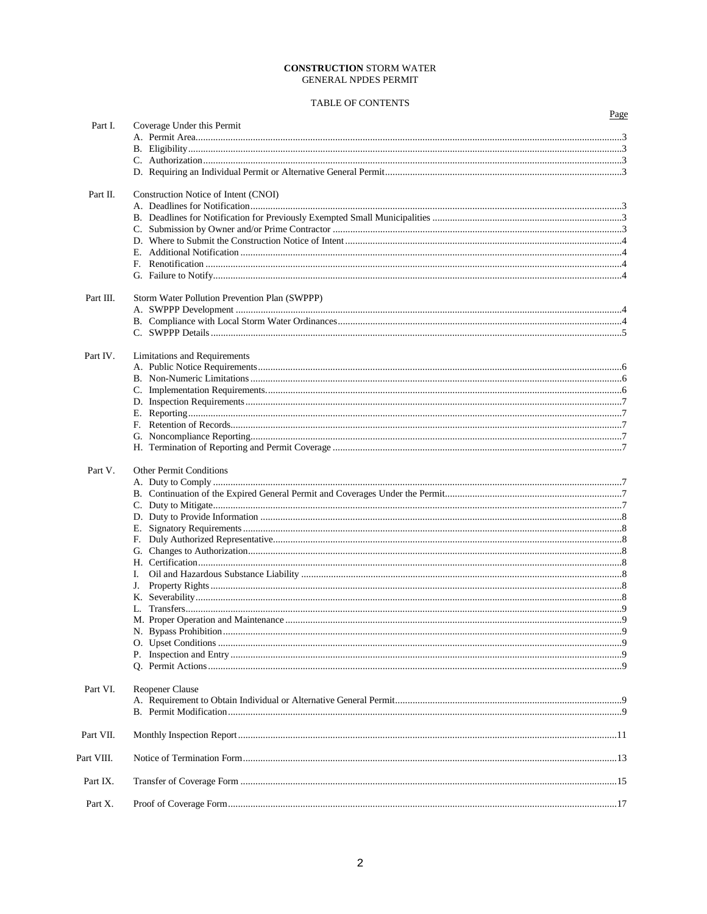**CONSTRUCTION** STORM WATER
GENERAL NPDES PERMIT

TABLE OF CONTENTS

| | | Page |
|---|---|---|
| Part I. | Coverage Under this Permit | |
| | A. Permit Area | 3 |
| | B. Eligibility | 3 |
| | C. Authorization | 3 |
| | D. Requiring an Individual Permit or Alternative General Permit | 3 |
| Part II. | Construction Notice of Intent (CNOI) | |
| | A. Deadlines for Notification | 3 |
| | B. Deadlines for Notification for Previously Exempted Small Municipalities | 3 |
| | C. Submission by Owner and/or Prime Contractor | 3 |
| | D. Where to Submit the Construction Notice of Intent | 4 |
| | E. Additional Notification | 4 |
| | F. Renotification | 4 |
| | G. Failure to Notify | 4 |
| Part III. | Storm Water Pollution Prevention Plan (SWPPP) | |
| | A. SWPPP Development | 4 |
| | B. Compliance with Local Storm Water Ordinances | 4 |
| | C. SWPPP Details | 5 |
| Part IV. | Limitations and Requirements | |
| | A. Public Notice Requirements | 6 |
| | B. Non-Numeric Limitations | 6 |
| | C. Implementation Requirements | 6 |
| | D. Inspection Requirements | 7 |
| | E. Reporting | 7 |
| | F. Retention of Records | 7 |
| | G. Noncompliance Reporting | 7 |
| | H. Termination of Reporting and Permit Coverage | 7 |
| Part V. | Other Permit Conditions | |
| | A. Duty to Comply | 7 |
| | B. Continuation of the Expired General Permit and Coverages Under the Permit | 7 |
| | C. Duty to Mitigate | 7 |
| | D. Duty to Provide Information | 8 |
| | E. Signatory Requirements | 8 |
| | F. Duly Authorized Representative | 8 |
| | G. Changes to Authorization | 8 |
| | H. Certification | 8 |
| | I. Oil and Hazardous Substance Liability | 8 |
| | J. Property Rights | 8 |
| | K. Severability | 8 |
| | L. Transfers | 9 |
| | M. Proper Operation and Maintenance | 9 |
| | N. Bypass Prohibition | 9 |
| | O. Upset Conditions | 9 |
| | P. Inspection and Entry | 9 |
| | Q. Permit Actions | 9 |
| Part VI. | Reopener Clause | |
| | A. Requirement to Obtain Individual or Alternative General Permit | 9 |
| | B. Permit Modification | 9 |
| Part VII. | Monthly Inspection Report | 11 |
| Part VIII. | Notice of Termination Form | 13 |
| Part IX. | Transfer of Coverage Form | 15 |
| Part X. | Proof of Coverage Form | 17 |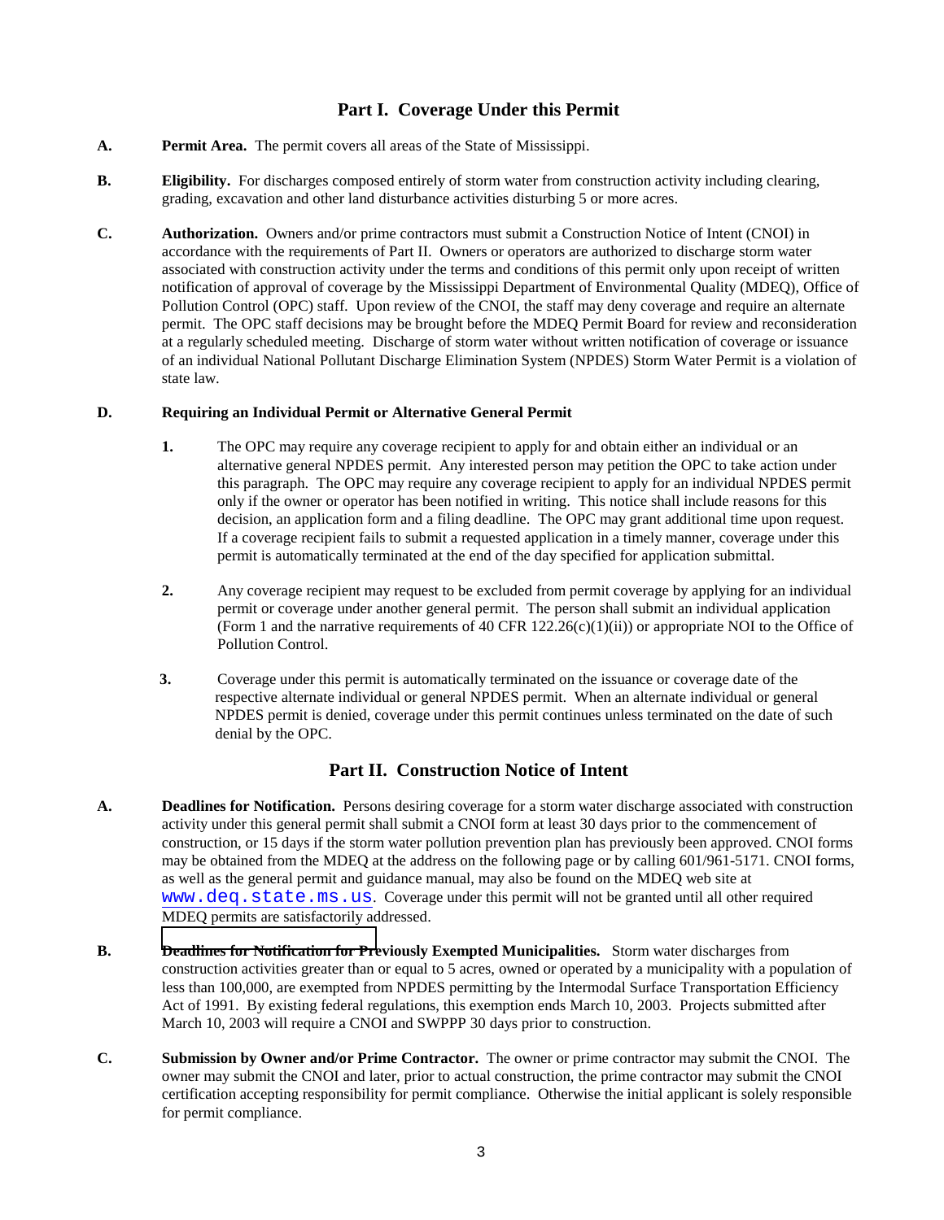## Part I. Coverage Under this Permit

**A. Permit Area.** The permit covers all areas of the State of Mississippi.

**B. Eligibility.** For discharges composed entirely of storm water from construction activity including clearing, grading, excavation and other land disturbance activities disturbing 5 or more acres.

**C. Authorization.** Owners and/or prime contractors must submit a Construction Notice of Intent (CNOI) in accordance with the requirements of Part II. Owners or operators are authorized to discharge storm water associated with construction activity under the terms and conditions of this permit only upon receipt of written notification of approval of coverage by the Mississippi Department of Environmental Quality (MDEQ), Office of Pollution Control (OPC) staff. Upon review of the CNOI, the staff may deny coverage and require an alternate permit. The OPC staff decisions may be brought before the MDEQ Permit Board for review and reconsideration at a regularly scheduled meeting. Discharge of storm water without written notification of coverage or issuance of an individual National Pollutant Discharge Elimination System (NPDES) Storm Water Permit is a violation of state law.

**D. Requiring an Individual Permit or Alternative General Permit**

1. The OPC may require any coverage recipient to apply for and obtain either an individual or an alternative general NPDES permit. Any interested person may petition the OPC to take action under this paragraph. The OPC may require any coverage recipient to apply for an individual NPDES permit only if the owner or operator has been notified in writing. This notice shall include reasons for this decision, an application form and a filing deadline. The OPC may grant additional time upon request. If a coverage recipient fails to submit a requested application in a timely manner, coverage under this permit is automatically terminated at the end of the day specified for application submittal.

2. Any coverage recipient may request to be excluded from permit coverage by applying for an individual permit or coverage under another general permit. The person shall submit an individual application (Form 1 and the narrative requirements of 40 CFR 122.26(c)(1)(ii)) or appropriate NOI to the Office of Pollution Control.

3. Coverage under this permit is automatically terminated on the issuance or coverage date of the respective alternate individual or general NPDES permit. When an alternate individual or general NPDES permit is denied, coverage under this permit continues unless terminated on the date of such denial by the OPC.

## Part II. Construction Notice of Intent

**A. Deadlines for Notification.** Persons desiring coverage for a storm water discharge associated with construction activity under this general permit shall submit a CNOI form at least 30 days prior to the commencement of construction, or 15 days if the storm water pollution prevention plan has previously been approved. CNOI forms may be obtained from the MDEQ at the address on the following page or by calling 601/961-5171. CNOI forms, as well as the general permit and guidance manual, may also be found on the MDEQ web site at www.deq.state.ms.us. Coverage under this permit will not be granted until all other required MDEQ permits are satisfactorily addressed.

**B. Deadlines for Notification for Previously Exempted Municipalities.** Storm water discharges from construction activities greater than or equal to 5 acres, owned or operated by a municipality with a population of less than 100,000, are exempted from NPDES permitting by the Intermodal Surface Transportation Efficiency Act of 1991. By existing federal regulations, this exemption ends March 10, 2003. Projects submitted after March 10, 2003 will require a CNOI and SWPPP 30 days prior to construction.

**C. Submission by Owner and/or Prime Contractor.** The owner or prime contractor may submit the CNOI. The owner may submit the CNOI and later, prior to actual construction, the prime contractor may submit the CNOI certification accepting responsibility for permit compliance. Otherwise the initial applicant is solely responsible for permit compliance.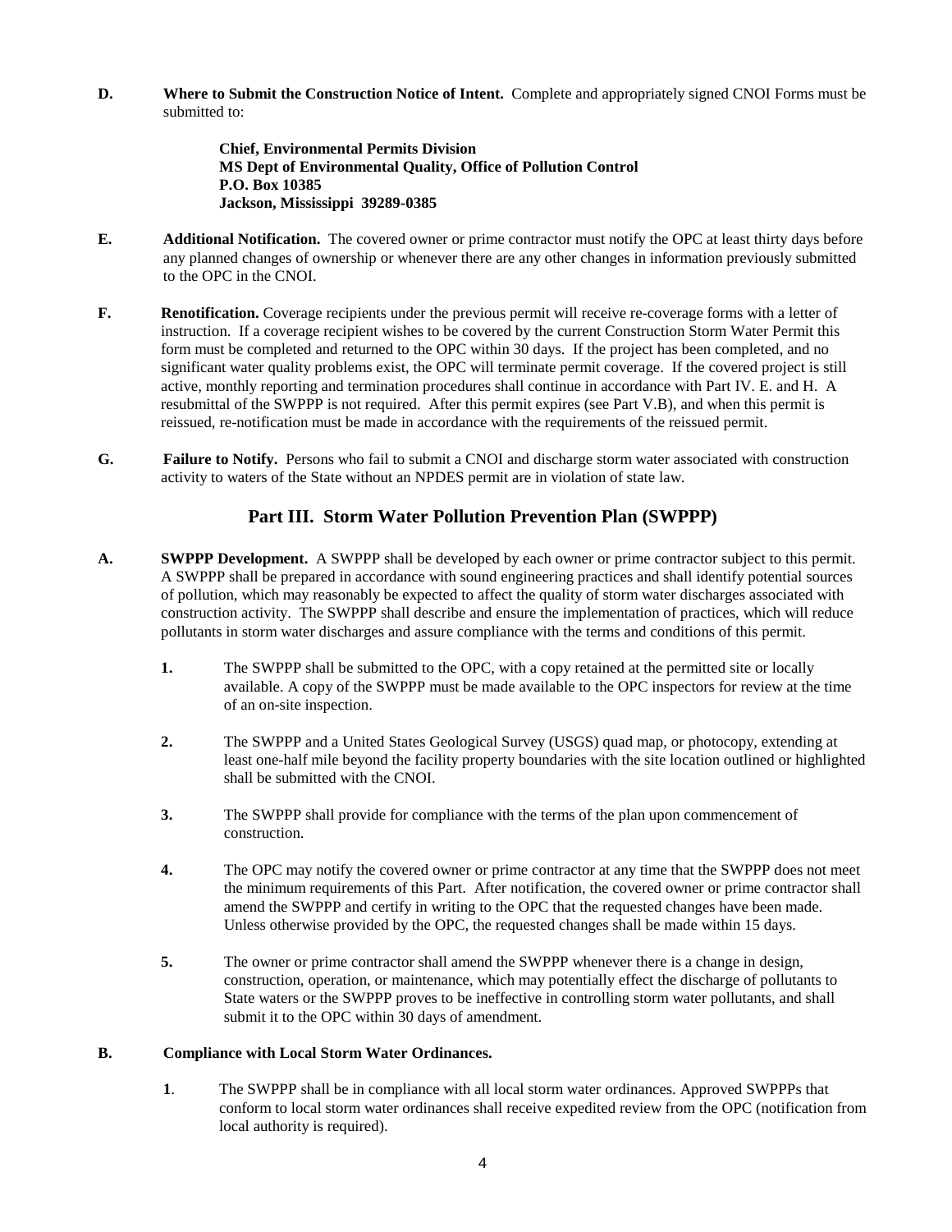**D. Where to Submit the Construction Notice of Intent.** Complete and appropriately signed CNOI Forms must be submitted to:

> **Chief, Environmental Permits Division**
> **MS Dept of Environmental Quality, Office of Pollution Control**
> **P.O. Box 10385**
> **Jackson, Mississippi 39289-0385**

**E. Additional Notification.** The covered owner or prime contractor must notify the OPC at least thirty days before any planned changes of ownership or whenever there are any other changes in information previously submitted to the OPC in the CNOI.

**F. Renotification.** Coverage recipients under the previous permit will receive re-coverage forms with a letter of instruction. If a coverage recipient wishes to be covered by the current Construction Storm Water Permit this form must be completed and returned to the OPC within 30 days. If the project has been completed, and no significant water quality problems exist, the OPC will terminate permit coverage. If the covered project is still active, monthly reporting and termination procedures shall continue in accordance with Part IV. E. and H. A resubmittal of the SWPPP is not required. After this permit expires (see Part V.B), and when this permit is reissued, re-notification must be made in accordance with the requirements of the reissued permit.

**G. Failure to Notify.** Persons who fail to submit a CNOI and discharge storm water associated with construction activity to waters of the State without an NPDES permit are in violation of state law.

## Part III. Storm Water Pollution Prevention Plan (SWPPP)

**A. SWPPP Development.** A SWPPP shall be developed by each owner or prime contractor subject to this permit. A SWPPP shall be prepared in accordance with sound engineering practices and shall identify potential sources of pollution, which may reasonably be expected to affect the quality of storm water discharges associated with construction activity. The SWPPP shall describe and ensure the implementation of practices, which will reduce pollutants in storm water discharges and assure compliance with the terms and conditions of this permit.

1. The SWPPP shall be submitted to the OPC, with a copy retained at the permitted site or locally available. A copy of the SWPPP must be made available to the OPC inspectors for review at the time of an on-site inspection.

2. The SWPPP and a United States Geological Survey (USGS) quad map, or photocopy, extending at least one-half mile beyond the facility property boundaries with the site location outlined or highlighted shall be submitted with the CNOI.

3. The SWPPP shall provide for compliance with the terms of the plan upon commencement of construction.

4. The OPC may notify the covered owner or prime contractor at any time that the SWPPP does not meet the minimum requirements of this Part. After notification, the covered owner or prime contractor shall amend the SWPPP and certify in writing to the OPC that the requested changes have been made. Unless otherwise provided by the OPC, the requested changes shall be made within 15 days.

5. The owner or prime contractor shall amend the SWPPP whenever there is a change in design, construction, operation, or maintenance, which may potentially effect the discharge of pollutants to State waters or the SWPPP proves to be ineffective in controlling storm water pollutants, and shall submit it to the OPC within 30 days of amendment.

**B. Compliance with Local Storm Water Ordinances.**

1. The SWPPP shall be in compliance with all local storm water ordinances. Approved SWPPPs that conform to local storm water ordinances shall receive expedited review from the OPC (notification from local authority is required).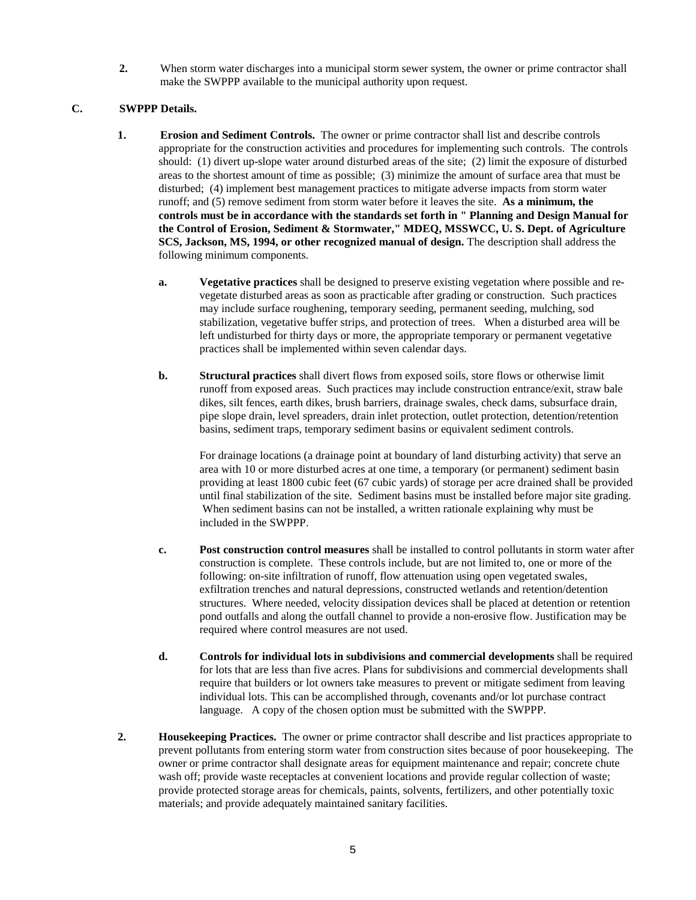**2.** When storm water discharges into a municipal storm sewer system, the owner or prime contractor shall make the SWPPP available to the municipal authority upon request.

**C. SWPPP Details.**

**1. Erosion and Sediment Controls.** The owner or prime contractor shall list and describe controls appropriate for the construction activities and procedures for implementing such controls. The controls should: (1) divert up-slope water around disturbed areas of the site; (2) limit the exposure of disturbed areas to the shortest amount of time as possible; (3) minimize the amount of surface area that must be disturbed; (4) implement best management practices to mitigate adverse impacts from storm water runoff; and (5) remove sediment from storm water before it leaves the site. **As a minimum, the controls must be in accordance with the standards set forth in " Planning and Design Manual for the Control of Erosion, Sediment & Stormwater," MDEQ, MSSWCC, U. S. Dept. of Agriculture SCS, Jackson, MS, 1994, or other recognized manual of design.** The description shall address the following minimum components.

**a. Vegetative practices** shall be designed to preserve existing vegetation where possible and re-vegetate disturbed areas as soon as practicable after grading or construction. Such practices may include surface roughening, temporary seeding, permanent seeding, mulching, sod stabilization, vegetative buffer strips, and protection of trees. When a disturbed area will be left undisturbed for thirty days or more, the appropriate temporary or permanent vegetative practices shall be implemented within seven calendar days.

**b. Structural practices** shall divert flows from exposed soils, store flows or otherwise limit runoff from exposed areas. Such practices may include construction entrance/exit, straw bale dikes, silt fences, earth dikes, brush barriers, drainage swales, check dams, subsurface drain, pipe slope drain, level spreaders, drain inlet protection, outlet protection, detention/retention basins, sediment traps, temporary sediment basins or equivalent sediment controls.

For drainage locations (a drainage point at boundary of land disturbing activity) that serve an area with 10 or more disturbed acres at one time, a temporary (or permanent) sediment basin providing at least 1800 cubic feet (67 cubic yards) of storage per acre drained shall be provided until final stabilization of the site. Sediment basins must be installed before major site grading. When sediment basins can not be installed, a written rationale explaining why must be included in the SWPPP.

**c. Post construction control measures** shall be installed to control pollutants in storm water after construction is complete. These controls include, but are not limited to, one or more of the following: on-site infiltration of runoff, flow attenuation using open vegetated swales, exfiltration trenches and natural depressions, constructed wetlands and retention/detention structures. Where needed, velocity dissipation devices shall be placed at detention or retention pond outfalls and along the outfall channel to provide a non-erosive flow. Justification may be required where control measures are not used.

**d. Controls for individual lots in subdivisions and commercial developments** shall be required for lots that are less than five acres. Plans for subdivisions and commercial developments shall require that builders or lot owners take measures to prevent or mitigate sediment from leaving individual lots. This can be accomplished through, covenants and/or lot purchase contract language. A copy of the chosen option must be submitted with the SWPPP.

**2. Housekeeping Practices.** The owner or prime contractor shall describe and list practices appropriate to prevent pollutants from entering storm water from construction sites because of poor housekeeping. The owner or prime contractor shall designate areas for equipment maintenance and repair; concrete chute wash off; provide waste receptacles at convenient locations and provide regular collection of waste; provide protected storage areas for chemicals, paints, solvents, fertilizers, and other potentially toxic materials; and provide adequately maintained sanitary facilities.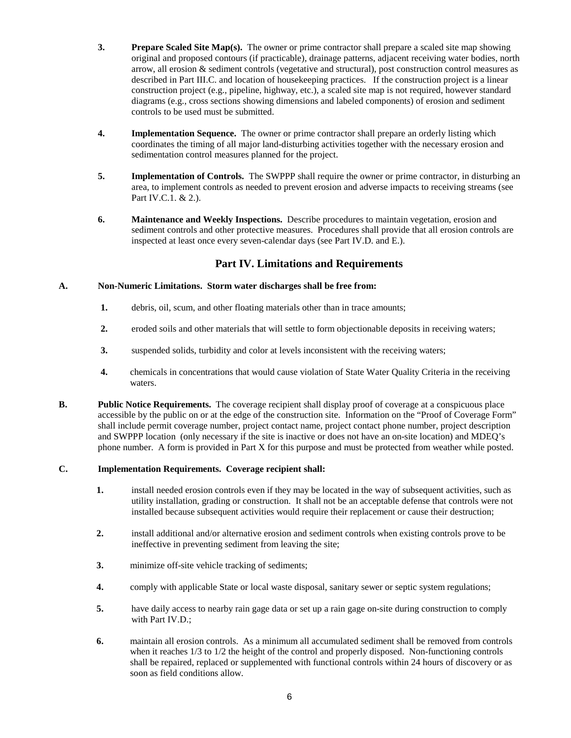3. **Prepare Scaled Site Map(s).** The owner or prime contractor shall prepare a scaled site map showing original and proposed contours (if practicable), drainage patterns, adjacent receiving water bodies, north arrow, all erosion & sediment controls (vegetative and structural), post construction control measures as described in Part III.C. and location of housekeeping practices. If the construction project is a linear construction project (e.g., pipeline, highway, etc.), a scaled site map is not required, however standard diagrams (e.g., cross sections showing dimensions and labeled components) of erosion and sediment controls to be used must be submitted.

4. **Implementation Sequence.** The owner or prime contractor shall prepare an orderly listing which coordinates the timing of all major land-disturbing activities together with the necessary erosion and sedimentation control measures planned for the project.

5. **Implementation of Controls.** The SWPPP shall require the owner or prime contractor, in disturbing an area, to implement controls as needed to prevent erosion and adverse impacts to receiving streams (see Part IV.C.1. & 2.).

6. **Maintenance and Weekly Inspections.** Describe procedures to maintain vegetation, erosion and sediment controls and other protective measures. Procedures shall provide that all erosion controls are inspected at least once every seven-calendar days (see Part IV.D. and E.).

## Part IV. Limitations and Requirements

**A. Non-Numeric Limitations. Storm water discharges shall be free from:**

1. debris, oil, scum, and other floating materials other than in trace amounts;
2. eroded soils and other materials that will settle to form objectionable deposits in receiving waters;
3. suspended solids, turbidity and color at levels inconsistent with the receiving waters;
4. chemicals in concentrations that would cause violation of State Water Quality Criteria in the receiving waters.

**B. Public Notice Requirements.** The coverage recipient shall display proof of coverage at a conspicuous place accessible by the public on or at the edge of the construction site. Information on the "Proof of Coverage Form" shall include permit coverage number, project contact name, project contact phone number, project description and SWPPP location (only necessary if the site is inactive or does not have an on-site location) and MDEQ's phone number. A form is provided in Part X for this purpose and must be protected from weather while posted.

**C. Implementation Requirements. Coverage recipient shall:**

1. install needed erosion controls even if they may be located in the way of subsequent activities, such as utility installation, grading or construction. It shall not be an acceptable defense that controls were not installed because subsequent activities would require their replacement or cause their destruction;
2. install additional and/or alternative erosion and sediment controls when existing controls prove to be ineffective in preventing sediment from leaving the site;
3. minimize off-site vehicle tracking of sediments;
4. comply with applicable State or local waste disposal, sanitary sewer or septic system regulations;
5. have daily access to nearby rain gage data or set up a rain gage on-site during construction to comply with Part IV.D.;
6. maintain all erosion controls. As a minimum all accumulated sediment shall be removed from controls when it reaches 1/3 to 1/2 the height of the control and properly disposed. Non-functioning controls shall be repaired, replaced or supplemented with functional controls within 24 hours of discovery or as soon as field conditions allow.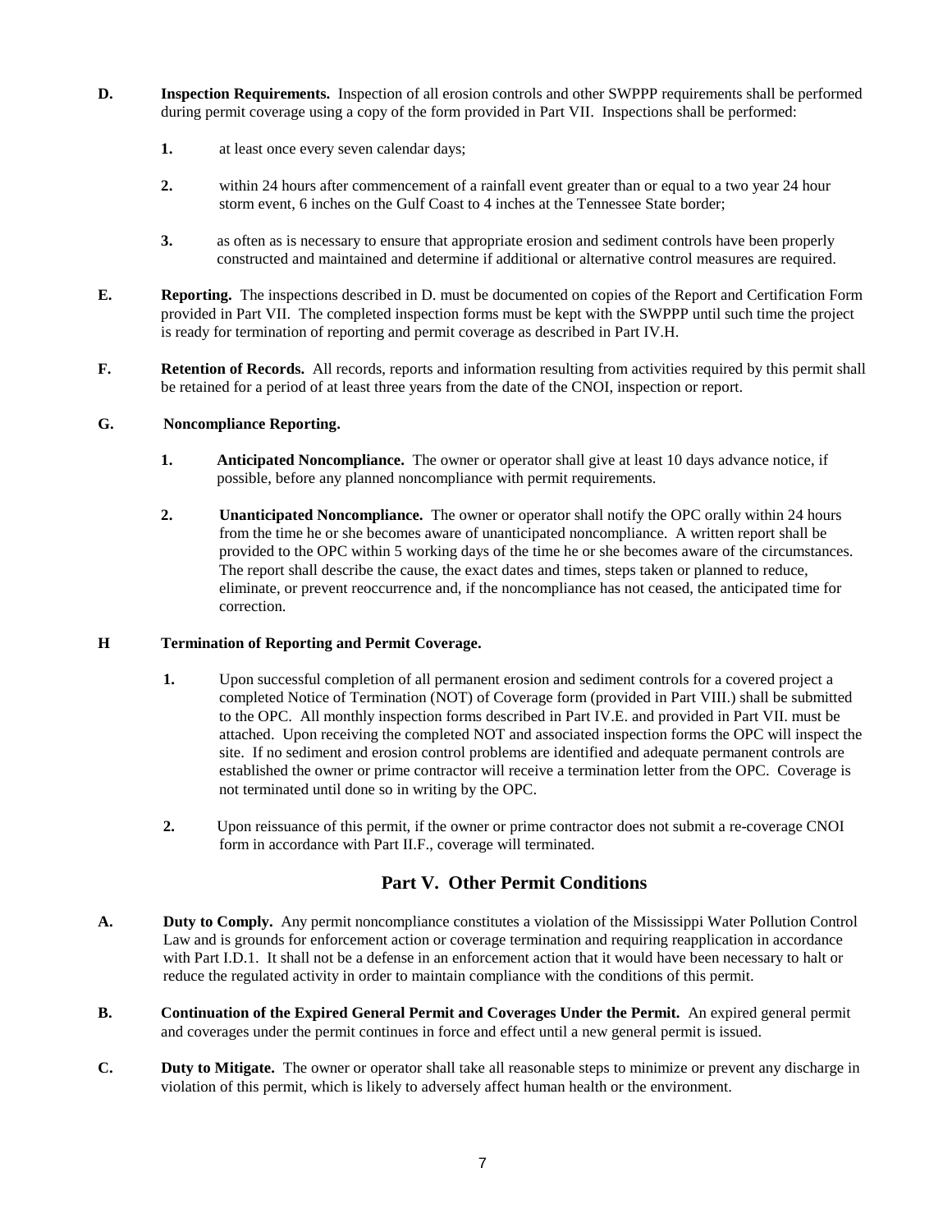**D.** **Inspection Requirements.** Inspection of all erosion controls and other SWPPP requirements shall be performed during permit coverage using a copy of the form provided in Part VII. Inspections shall be performed:

**1.** at least once every seven calendar days;

**2.** within 24 hours after commencement of a rainfall event greater than or equal to a two year 24 hour storm event, 6 inches on the Gulf Coast to 4 inches at the Tennessee State border;

**3.** as often as is necessary to ensure that appropriate erosion and sediment controls have been properly constructed and maintained and determine if additional or alternative control measures are required.

**E.** **Reporting.** The inspections described in D. must be documented on copies of the Report and Certification Form provided in Part VII. The completed inspection forms must be kept with the SWPPP until such time the project is ready for termination of reporting and permit coverage as described in Part IV.H.

**F.** **Retention of Records.** All records, reports and information resulting from activities required by this permit shall be retained for a period of at least three years from the date of the CNOI, inspection or report.

**G.** **Noncompliance Reporting.**

**1.** **Anticipated Noncompliance.** The owner or operator shall give at least 10 days advance notice, if possible, before any planned noncompliance with permit requirements.

**2.** **Unanticipated Noncompliance.** The owner or operator shall notify the OPC orally within 24 hours from the time he or she becomes aware of unanticipated noncompliance. A written report shall be provided to the OPC within 5 working days of the time he or she becomes aware of the circumstances. The report shall describe the cause, the exact dates and times, steps taken or planned to reduce, eliminate, or prevent reoccurrence and, if the noncompliance has not ceased, the anticipated time for correction.

**H** **Termination of Reporting and Permit Coverage.**

**1.** Upon successful completion of all permanent erosion and sediment controls for a covered project a completed Notice of Termination (NOT) of Coverage form (provided in Part VIII.) shall be submitted to the OPC. All monthly inspection forms described in Part IV.E. and provided in Part VII. must be attached. Upon receiving the completed NOT and associated inspection forms the OPC will inspect the site. If no sediment and erosion control problems are identified and adequate permanent controls are established the owner or prime contractor will receive a termination letter from the OPC. Coverage is not terminated until done so in writing by the OPC.

**2.** Upon reissuance of this permit, if the owner or prime contractor does not submit a re-coverage CNOI form in accordance with Part II.F., coverage will terminated.

## Part V. Other Permit Conditions

**A.** **Duty to Comply.** Any permit noncompliance constitutes a violation of the Mississippi Water Pollution Control Law and is grounds for enforcement action or coverage termination and requiring reapplication in accordance with Part I.D.1. It shall not be a defense in an enforcement action that it would have been necessary to halt or reduce the regulated activity in order to maintain compliance with the conditions of this permit.

**B.** **Continuation of the Expired General Permit and Coverages Under the Permit.** An expired general permit and coverages under the permit continues in force and effect until a new general permit is issued.

**C.** **Duty to Mitigate.** The owner or operator shall take all reasonable steps to minimize or prevent any discharge in violation of this permit, which is likely to adversely affect human health or the environment.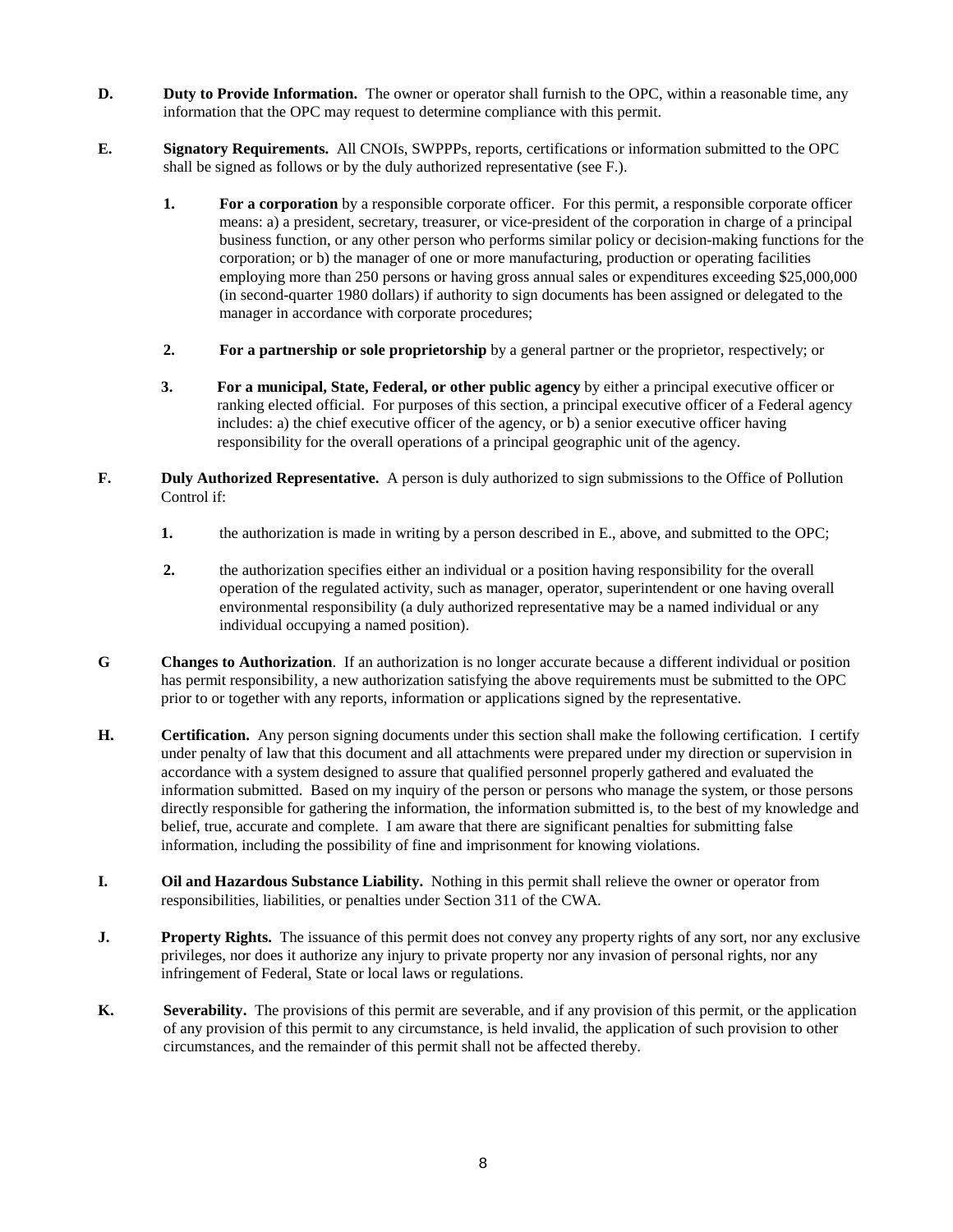**D.** **Duty to Provide Information.** The owner or operator shall furnish to the OPC, within a reasonable time, any information that the OPC may request to determine compliance with this permit.

**E.** **Signatory Requirements.** All CNOIs, SWPPPs, reports, certifications or information submitted to the OPC shall be signed as follows or by the duly authorized representative (see F.).

1. **For a corporation** by a responsible corporate officer. For this permit, a responsible corporate officer means: a) a president, secretary, treasurer, or vice-president of the corporation in charge of a principal business function, or any other person who performs similar policy or decision-making functions for the corporation; or b) the manager of one or more manufacturing, production or operating facilities employing more than 250 persons or having gross annual sales or expenditures exceeding $25,000,000 (in second-quarter 1980 dollars) if authority to sign documents has been assigned or delegated to the manager in accordance with corporate procedures;

2. **For a partnership or sole proprietorship** by a general partner or the proprietor, respectively; or

3. **For a municipal, State, Federal, or other public agency** by either a principal executive officer or ranking elected official. For purposes of this section, a principal executive officer of a Federal agency includes: a) the chief executive officer of the agency, or b) a senior executive officer having responsibility for the overall operations of a principal geographic unit of the agency.

**F.** **Duly Authorized Representative.** A person is duly authorized to sign submissions to the Office of Pollution Control if:

1. the authorization is made in writing by a person described in E., above, and submitted to the OPC;

2. the authorization specifies either an individual or a position having responsibility for the overall operation of the regulated activity, such as manager, operator, superintendent or one having overall environmental responsibility (a duly authorized representative may be a named individual or any individual occupying a named position).

**G** **Changes to Authorization**. If an authorization is no longer accurate because a different individual or position has permit responsibility, a new authorization satisfying the above requirements must be submitted to the OPC prior to or together with any reports, information or applications signed by the representative.

**H.** **Certification.** Any person signing documents under this section shall make the following certification. I certify under penalty of law that this document and all attachments were prepared under my direction or supervision in accordance with a system designed to assure that qualified personnel properly gathered and evaluated the information submitted. Based on my inquiry of the person or persons who manage the system, or those persons directly responsible for gathering the information, the information submitted is, to the best of my knowledge and belief, true, accurate and complete. I am aware that there are significant penalties for submitting false information, including the possibility of fine and imprisonment for knowing violations.

**I.** **Oil and Hazardous Substance Liability.** Nothing in this permit shall relieve the owner or operator from responsibilities, liabilities, or penalties under Section 311 of the CWA.

**J.** **Property Rights.** The issuance of this permit does not convey any property rights of any sort, nor any exclusive privileges, nor does it authorize any injury to private property nor any invasion of personal rights, nor any infringement of Federal, State or local laws or regulations.

**K.** **Severability.** The provisions of this permit are severable, and if any provision of this permit, or the application of any provision of this permit to any circumstance, is held invalid, the application of such provision to other circumstances, and the remainder of this permit shall not be affected thereby.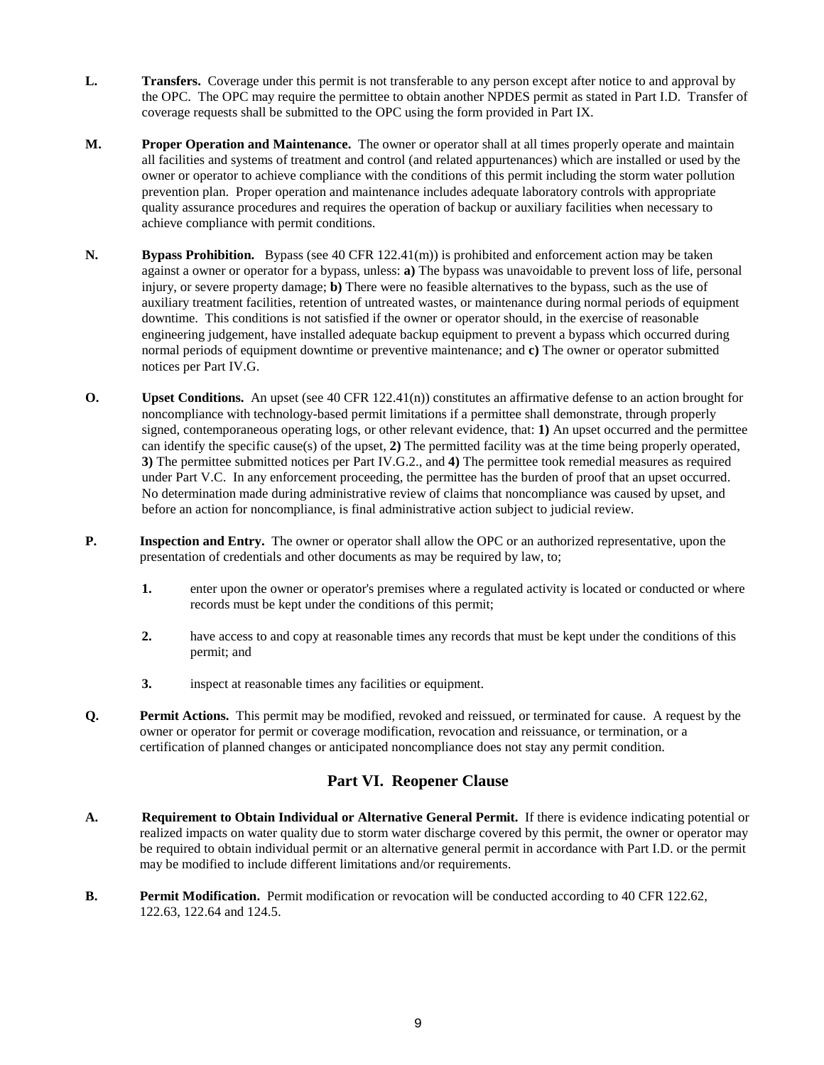**L.** **Transfers.** Coverage under this permit is not transferable to any person except after notice to and approval by the OPC. The OPC may require the permittee to obtain another NPDES permit as stated in Part I.D. Transfer of coverage requests shall be submitted to the OPC using the form provided in Part IX.

**M.** **Proper Operation and Maintenance.** The owner or operator shall at all times properly operate and maintain all facilities and systems of treatment and control (and related appurtenances) which are installed or used by the owner or operator to achieve compliance with the conditions of this permit including the storm water pollution prevention plan. Proper operation and maintenance includes adequate laboratory controls with appropriate quality assurance procedures and requires the operation of backup or auxiliary facilities when necessary to achieve compliance with permit conditions.

**N.** **Bypass Prohibition.** Bypass (see 40 CFR 122.41(m)) is prohibited and enforcement action may be taken against a owner or operator for a bypass, unless: **a)** The bypass was unavoidable to prevent loss of life, personal injury, or severe property damage; **b)** There were no feasible alternatives to the bypass, such as the use of auxiliary treatment facilities, retention of untreated wastes, or maintenance during normal periods of equipment downtime. This conditions is not satisfied if the owner or operator should, in the exercise of reasonable engineering judgement, have installed adequate backup equipment to prevent a bypass which occurred during normal periods of equipment downtime or preventive maintenance; and **c)** The owner or operator submitted notices per Part IV.G.

**O.** **Upset Conditions.** An upset (see 40 CFR 122.41(n)) constitutes an affirmative defense to an action brought for noncompliance with technology-based permit limitations if a permittee shall demonstrate, through properly signed, contemporaneous operating logs, or other relevant evidence, that: **1)** An upset occurred and the permittee can identify the specific cause(s) of the upset, **2)** The permitted facility was at the time being properly operated, **3)** The permittee submitted notices per Part IV.G.2., and **4)** The permittee took remedial measures as required under Part V.C. In any enforcement proceeding, the permittee has the burden of proof that an upset occurred. No determination made during administrative review of claims that noncompliance was caused by upset, and before an action for noncompliance, is final administrative action subject to judicial review.

**P.** **Inspection and Entry.** The owner or operator shall allow the OPC or an authorized representative, upon the presentation of credentials and other documents as may be required by law, to;

1. enter upon the owner or operator's premises where a regulated activity is located or conducted or where records must be kept under the conditions of this permit;

2. have access to and copy at reasonable times any records that must be kept under the conditions of this permit; and

3. inspect at reasonable times any facilities or equipment.

**Q.** **Permit Actions.** This permit may be modified, revoked and reissued, or terminated for cause. A request by the owner or operator for permit or coverage modification, revocation and reissuance, or termination, or a certification of planned changes or anticipated noncompliance does not stay any permit condition.

## Part VI. Reopener Clause

**A.** **Requirement to Obtain Individual or Alternative General Permit.** If there is evidence indicating potential or realized impacts on water quality due to storm water discharge covered by this permit, the owner or operator may be required to obtain individual permit or an alternative general permit in accordance with Part I.D. or the permit may be modified to include different limitations and/or requirements.

**B.** **Permit Modification.** Permit modification or revocation will be conducted according to 40 CFR 122.62, 122.63, 122.64 and 124.5.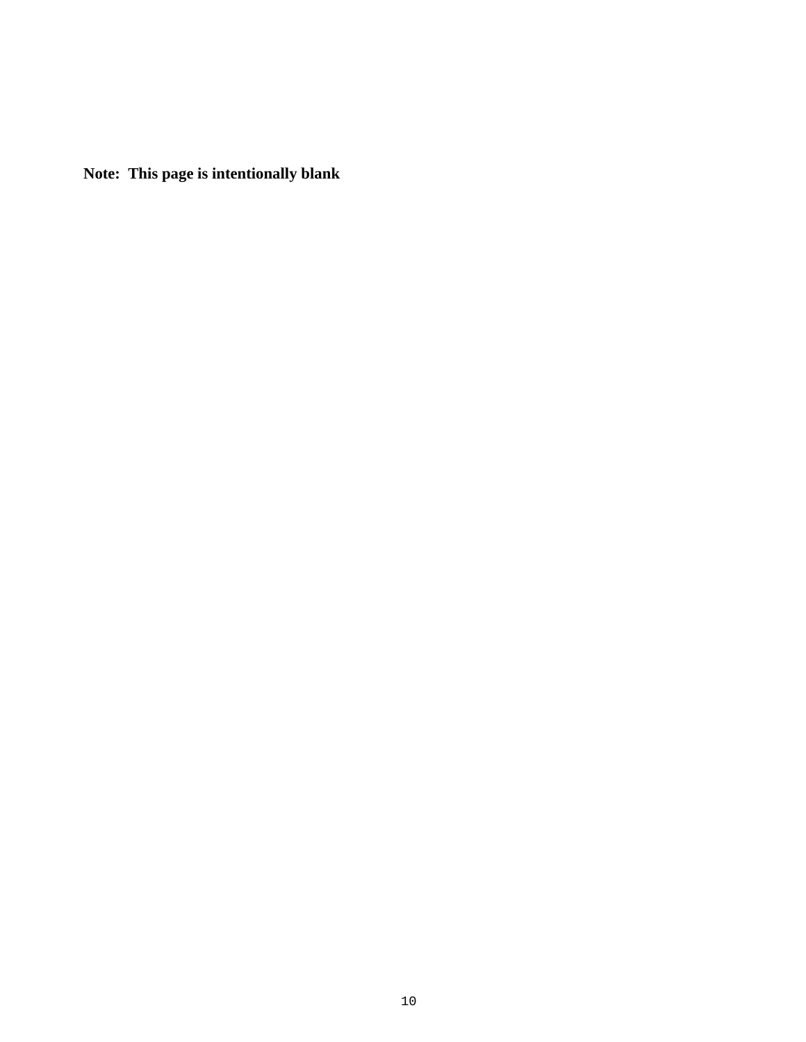**Note: This page is intentionally blank**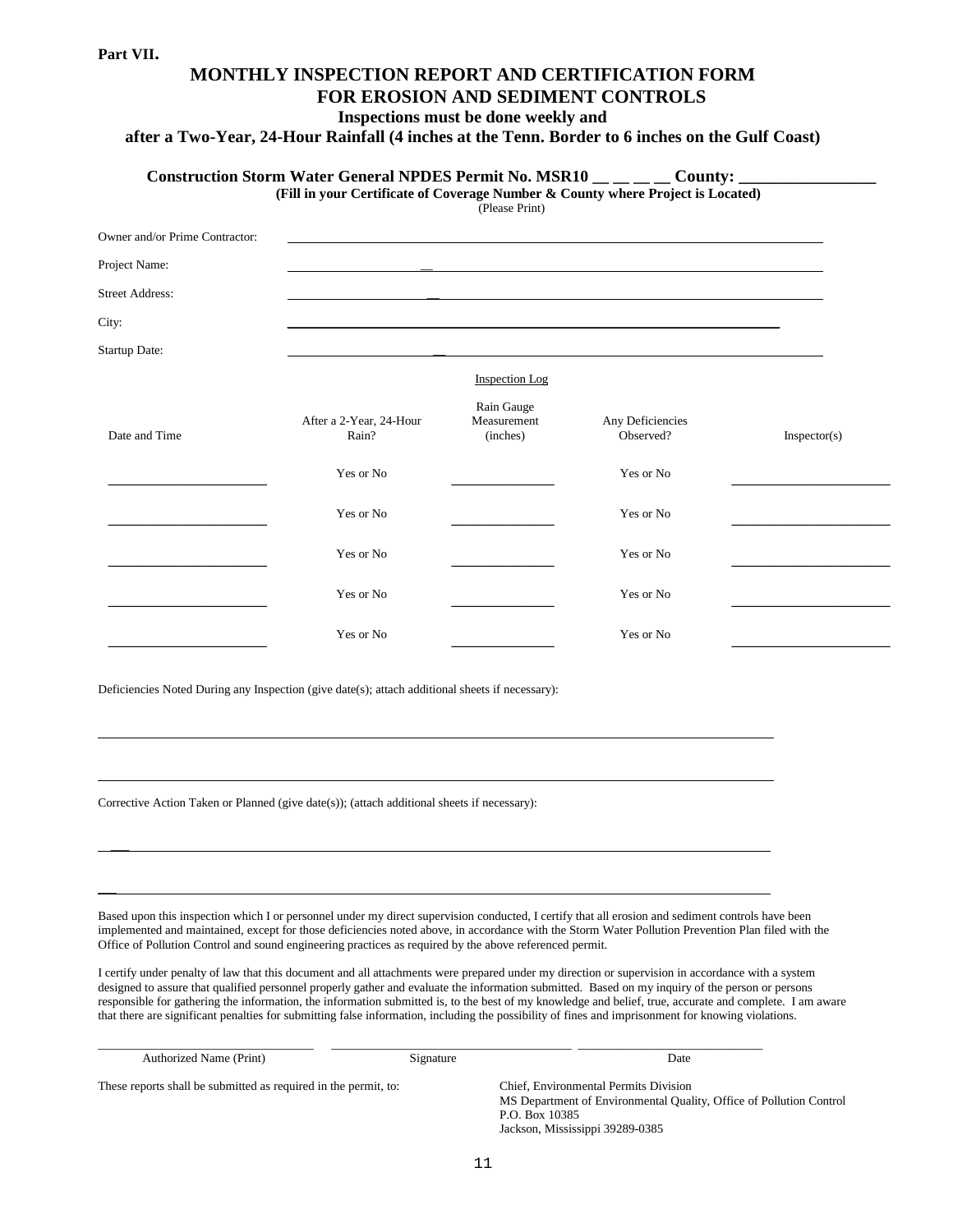**Part VII.**

# MONTHLY INSPECTION REPORT AND CERTIFICATION FORM FOR EROSION AND SEDIMENT CONTROLS

**Inspections must be done weekly and after a Two-Year, 24-Hour Rainfall (4 inches at the Tenn. Border to 6 inches on the Gulf Coast)**

**Construction Storm Water General NPDES Permit No. MSR10 __ __ __ __ County: ________________**

**(Fill in your Certificate of Coverage Number & County where Project is Located)**

(Please Print)

Owner and/or Prime Contractor: ______________________________

Project Name: ______________________________

Street Address: ______________________________

City: ______________________________

Startup Date: ______________________________

Inspection Log

| Date and Time | After a 2-Year, 24-Hour Rain? | Rain Gauge Measurement (inches) | Any Deficiencies Observed? | Inspector(s) |
|---|---|---|---|---|
| ____________ | Yes or No | ____________ | Yes or No | ____________ |
| ____________ | Yes or No | ____________ | Yes or No | ____________ |
| ____________ | Yes or No | ____________ | Yes or No | ____________ |
| ____________ | Yes or No | ____________ | Yes or No | ____________ |
| ____________ | Yes or No | ____________ | Yes or No | ____________ |

Deficiencies Noted During any Inspection (give date(s); attach additional sheets if necessary):

______________________________

______________________________

Corrective Action Taken or Planned (give date(s)); (attach additional sheets if necessary):

______________________________

______________________________

Based upon this inspection which I or personnel under my direct supervision conducted, I certify that all erosion and sediment controls have been implemented and maintained, except for those deficiencies noted above, in accordance with the Storm Water Pollution Prevention Plan filed with the Office of Pollution Control and sound engineering practices as required by the above referenced permit.

I certify under penalty of law that this document and all attachments were prepared under my direction or supervision in accordance with a system designed to assure that qualified personnel properly gather and evaluate the information submitted. Based on my inquiry of the person or persons responsible for gathering the information, the information submitted is, to the best of my knowledge and belief, true, accurate and complete. I am aware that there are significant penalties for submitting false information, including the possibility of fines and imprisonment for knowing violations.

______________________ ______________________ ______________________

Authorized Name (Print) Signature Date

These reports shall be submitted as required in the permit, to:

Chief, Environmental Permits Division
MS Department of Environmental Quality, Office of Pollution Control
P.O. Box 10385
Jackson, Mississippi 39289-0385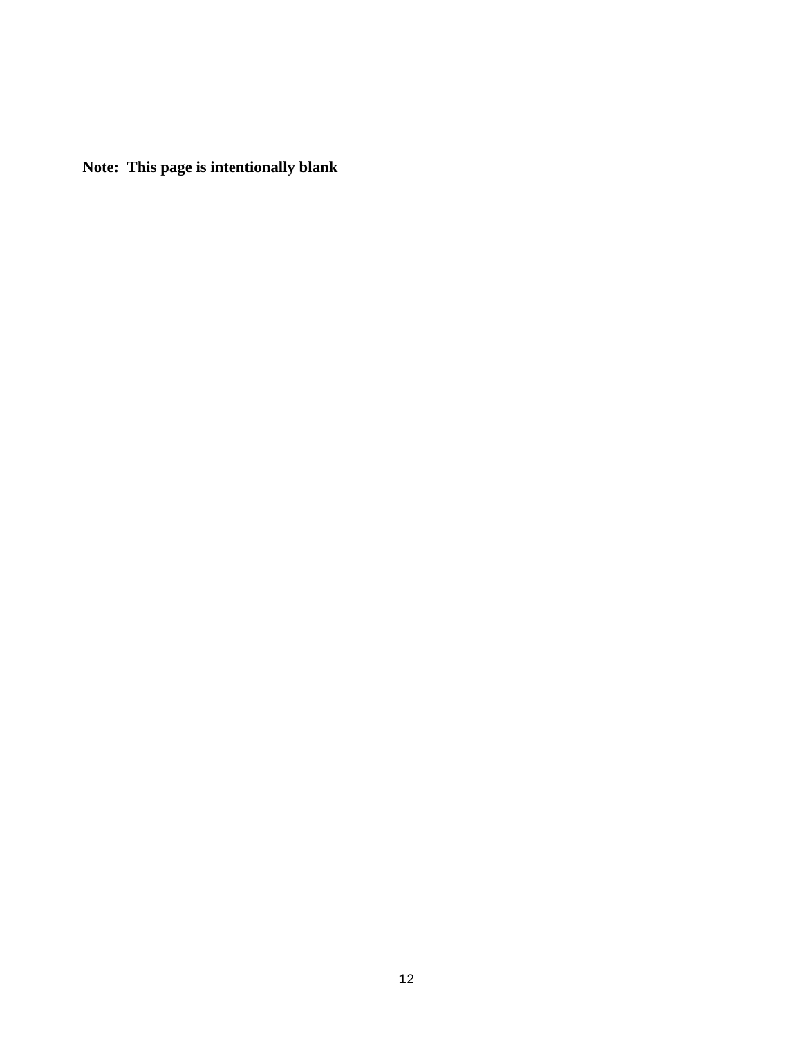**Note: This page is intentionally blank**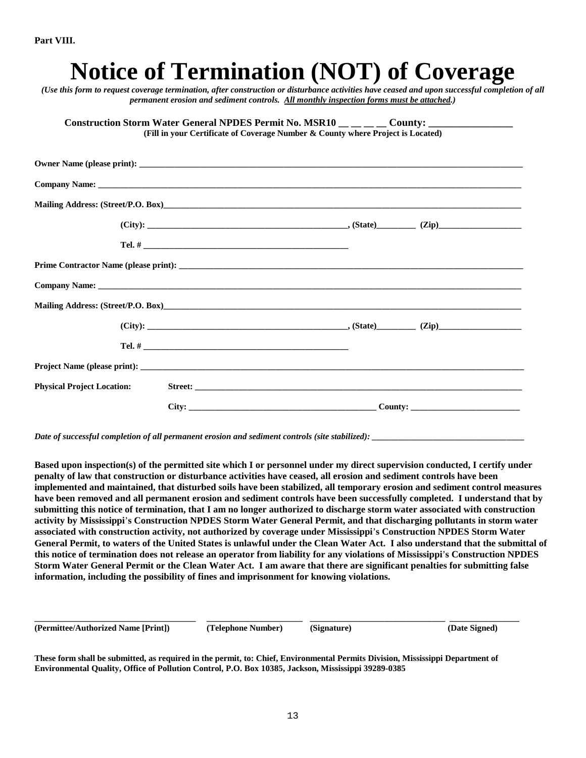**Part VIII.**

# Notice of Termination (NOT) of Coverage

***(Use this form to request coverage termination, after construction or disturbance activities have ceased and upon successful completion of all permanent erosion and sediment controls. All monthly inspection forms must be attached.)***

**Construction Storm Water General NPDES Permit No. MSR10 __ __ __ __ County: ________________**
**(Fill in your Certificate of Coverage Number & County where Project is Located)**

**Owner Name (please print):** ____________________________________________________________

**Company Name:** ____________________________________________________________

**Mailing Address: (Street/P.O. Box)**____________________________________________________________

**(City):** ______________________________________, **(State)**_________ **(Zip)**___________________

**Tel. #** ______________________________________

**Prime Contractor Name (please print):** ____________________________________________________________

**Company Name:** ____________________________________________________________

**Mailing Address: (Street/P.O. Box)**____________________________________________________________

**(City):** ______________________________________, **(State)**_________ **(Zip)**___________________

**Tel. #** ______________________________________

**Project Name (please print):** ____________________________________________________________

**Physical Project Location:** **Street:** ____________________________________________________________

**City:** ______________________________________ **County:** ________________________

***Date of successful completion of all permanent erosion and sediment controls (site stabilized):*** ___________________________________

**Based upon inspection(s) of the permitted site which I or personnel under my direct supervision conducted, I certify under penalty of law that construction or disturbance activities have ceased, all erosion and sediment controls have been implemented and maintained, that disturbed soils have been stabilized, all temporary erosion and sediment control measures have been removed and all permanent erosion and sediment controls have been successfully completed. I understand that by submitting this notice of termination, that I am no longer authorized to discharge storm water associated with construction activity by Mississippi's Construction NPDES Storm Water General Permit, and that discharging pollutants in storm water associated with construction activity, not authorized by coverage under Mississippi's Construction NPDES Storm Water General Permit, to waters of the United States is unlawful under the Clean Water Act. I also understand that the submittal of this notice of termination does not release an operator from liability for any violations of Mississippi's Construction NPDES Storm Water General Permit or the Clean Water Act. I am aware that there are significant penalties for submitting false information, including the possibility of fines and imprisonment for knowing violations.**

| ____________________________________ | _____________________ | ______________________________ | _______________ |
|---|---|---|---|
| **(Permittee/Authorized Name [Print])** | **(Telephone Number)** | **(Signature)** | **(Date Signed)** |

**These form shall be submitted, as required in the permit, to: Chief, Environmental Permits Division, Mississippi Department of Environmental Quality, Office of Pollution Control, P.O. Box 10385, Jackson, Mississippi 39289-0385**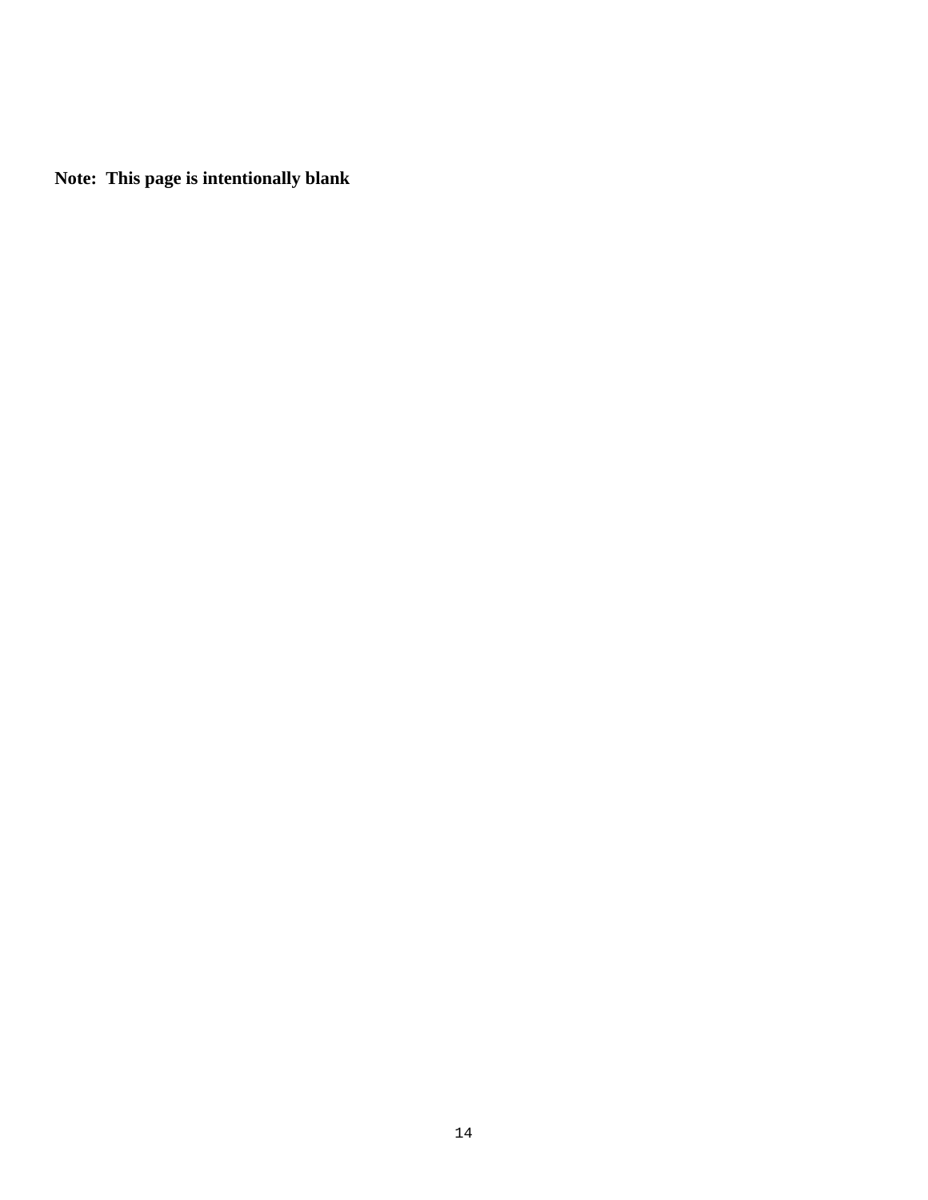**Note: This page is intentionally blank**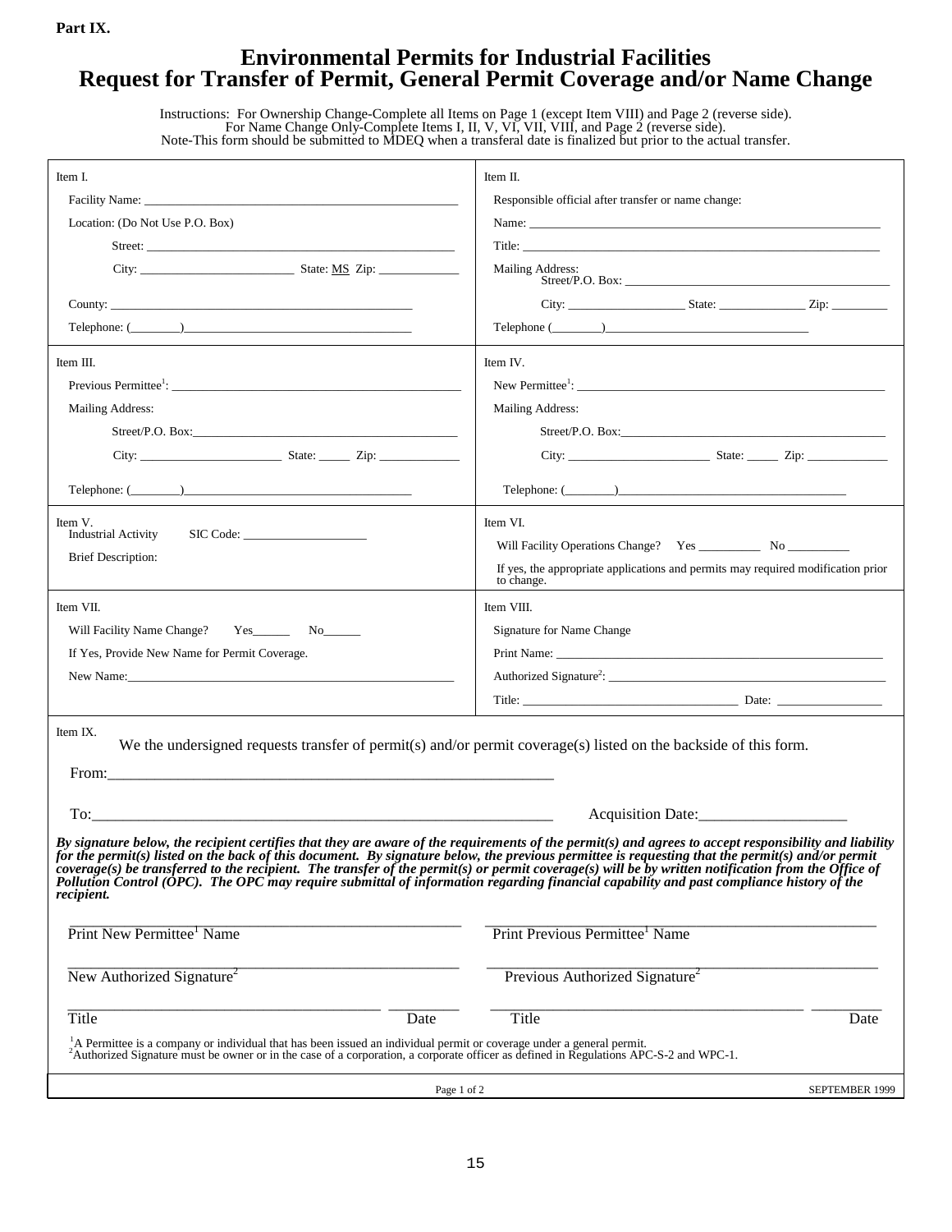**Part IX.**

# Environmental Permits for Industrial Facilities
# Request for Transfer of Permit, General Permit Coverage and/or Name Change

Instructions: For Ownership Change-Complete all Items on Page 1 (except Item VIII) and Page 2 (reverse side).
For Name Change Only-Complete Items I, II, V, VI, VII, VIII, and Page 2 (reverse side).
Note-This form should be submitted to MDEQ when a transferal date is finalized but prior to the actual transfer.

| Item I. | Item II. |
|---|---|
| Facility Name: ______________________ | Responsible official after transfer or name change: |
| Location: (Do Not Use P.O. Box) | Name: ______________________ |
| Street: ______________________ | Title: ______________________ |
| City: __________ State: MS Zip: ________ | Mailing Address: Street/P.O. Box: ______________________ |
| County: ______________________ | City: __________ State: ________ Zip: ________ |
| Telephone: (______)______________ | Telephone (______)______________ |

| Item III. | Item IV. |
|---|---|
| Previous Permittee[1]: ______________________ | New Permittee[1]: ______________________ |
| Mailing Address: | Mailing Address: |
| Street/P.O. Box: ______________________ | Street/P.O. Box: ______________________ |
| City: __________ State: _____ Zip: ________ | City: __________ State: _____ Zip: ________ |
| Telephone: (______)______________ | Telephone: (______)______________ |

| Item V. | Item VI. |
|---|---|
| Industrial Activity SIC Code: ____________ | Will Facility Operations Change? Yes ________ No ________ |
| Brief Description: | If yes, the appropriate applications and permits may required modification prior to change. |

| Item VII. | Item VIII. |
|---|---|
| Will Facility Name Change? Yes______ No______ | Signature for Name Change |
| If Yes, Provide New Name for Permit Coverage. | Print Name: ______________________ |
| New Name: ______________________ | Authorized Signature[2]: ______________________ |
| | Title: ______________ Date: ____________ |

Item IX.

We the undersigned requests transfer of permit(s) and/or permit coverage(s) listed on the backside of this form.

From: ______________________________________________

To: ______________________________________________ Acquisition Date: ________________

***By signature below, the recipient certifies that they are aware of the requirements of the permit(s) and agrees to accept responsibility and liability for the permit(s) listed on the back of this document. By signature below, the previous permittee is requesting that the permit(s) and/or permit coverage(s) be transferred to the recipient. The transfer of the permit(s) or permit coverage(s) will be by written notification from the Office of Pollution Control (OPC). The OPC may require submittal of information regarding financial capability and past compliance history of the recipient.***

| | |
|---|---|
| ______________________________ Print New Permittee[1] Name | ______________________________ Print Previous Permittee[1] Name |
| ______________________________ New Authorized Signature[2] | ______________________________ Previous Authorized Signature[2] |
| ______________________ ________ Title Date | ______________________ ________ Title Date |

[1] A Permittee is a company or individual that has been issued an individual permit or coverage under a general permit.
[2] Authorized Signature must be owner or in the case of a corporation, a corporate officer as defined in Regulations APC-S-2 and WPC-1.

SEPTEMBER 1999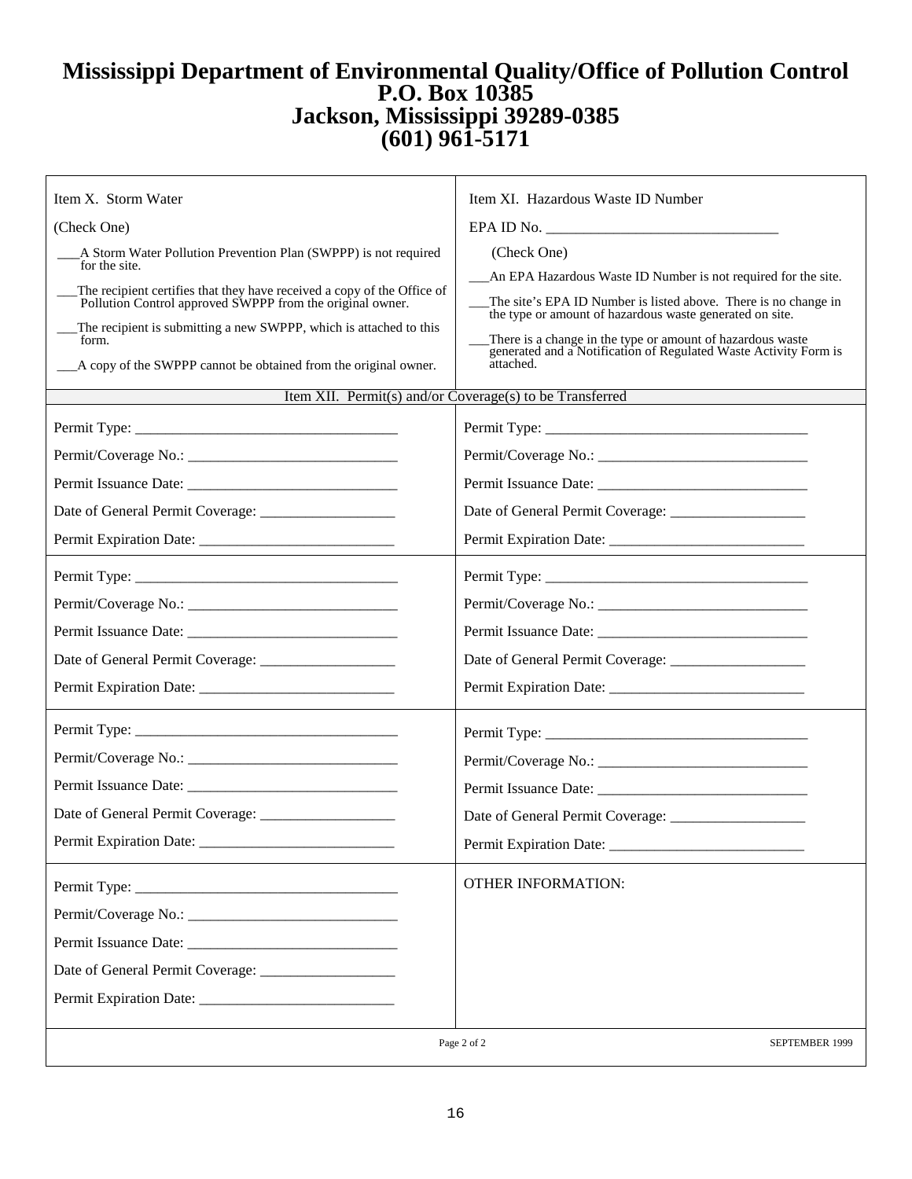# Mississippi Department of Environmental Quality/Office of Pollution Control
## P.O. Box 10385
## Jackson, Mississippi 39289-0385
## (601) 961-5171

| Item X. Storm Water | Item XI. Hazardous Waste ID Number |
|---|---|
| (Check One)<br>___A Storm Water Pollution Prevention Plan (SWPPP) is not required for the site.<br>___The recipient certifies that they have received a copy of the Office of Pollution Control approved SWPPP from the original owner.<br>___The recipient is submitting a new SWPPP, which is attached to this form.<br>___A copy of the SWPPP cannot be obtained from the original owner. | EPA ID No. ________________________________<br>(Check One)<br>___An EPA Hazardous Waste ID Number is not required for the site.<br>___The site's EPA ID Number is listed above. There is no change in the type or amount of hazardous waste generated on site.<br>___There is a change in the type or amount of hazardous waste generated and a Notification of Regulated Waste Activity Form is attached. |

**Item XII. Permit(s) and/or Coverage(s) to be Transferred**

| | |
|---|---|
| Permit Type: ___________________________________<br>Permit/Coverage No.: ____________________________<br>Permit Issuance Date: ____________________________<br>Date of General Permit Coverage: __________________<br>Permit Expiration Date: __________________________ | Permit Type: ___________________________________<br>Permit/Coverage No.: ____________________________<br>Permit Issuance Date: ____________________________<br>Date of General Permit Coverage: __________________<br>Permit Expiration Date: __________________________ |
| Permit Type: ___________________________________<br>Permit/Coverage No.: ____________________________<br>Permit Issuance Date: ____________________________<br>Date of General Permit Coverage: __________________<br>Permit Expiration Date: __________________________ | Permit Type: ___________________________________<br>Permit/Coverage No.: ____________________________<br>Permit Issuance Date: ____________________________<br>Date of General Permit Coverage: __________________<br>Permit Expiration Date: __________________________ |
| Permit Type: ___________________________________<br>Permit/Coverage No.: ____________________________<br>Permit Issuance Date: ____________________________<br>Date of General Permit Coverage: __________________<br>Permit Expiration Date: __________________________ | Permit Type: ___________________________________<br>Permit/Coverage No.: ____________________________<br>Permit Issuance Date: ____________________________<br>Date of General Permit Coverage: __________________<br>Permit Expiration Date: __________________________ |
| Permit Type: ___________________________________<br>Permit/Coverage No.: ____________________________<br>Permit Issuance Date: ____________________________<br>Date of General Permit Coverage: __________________<br>Permit Expiration Date: __________________________ | OTHER INFORMATION: |

SEPTEMBER 1999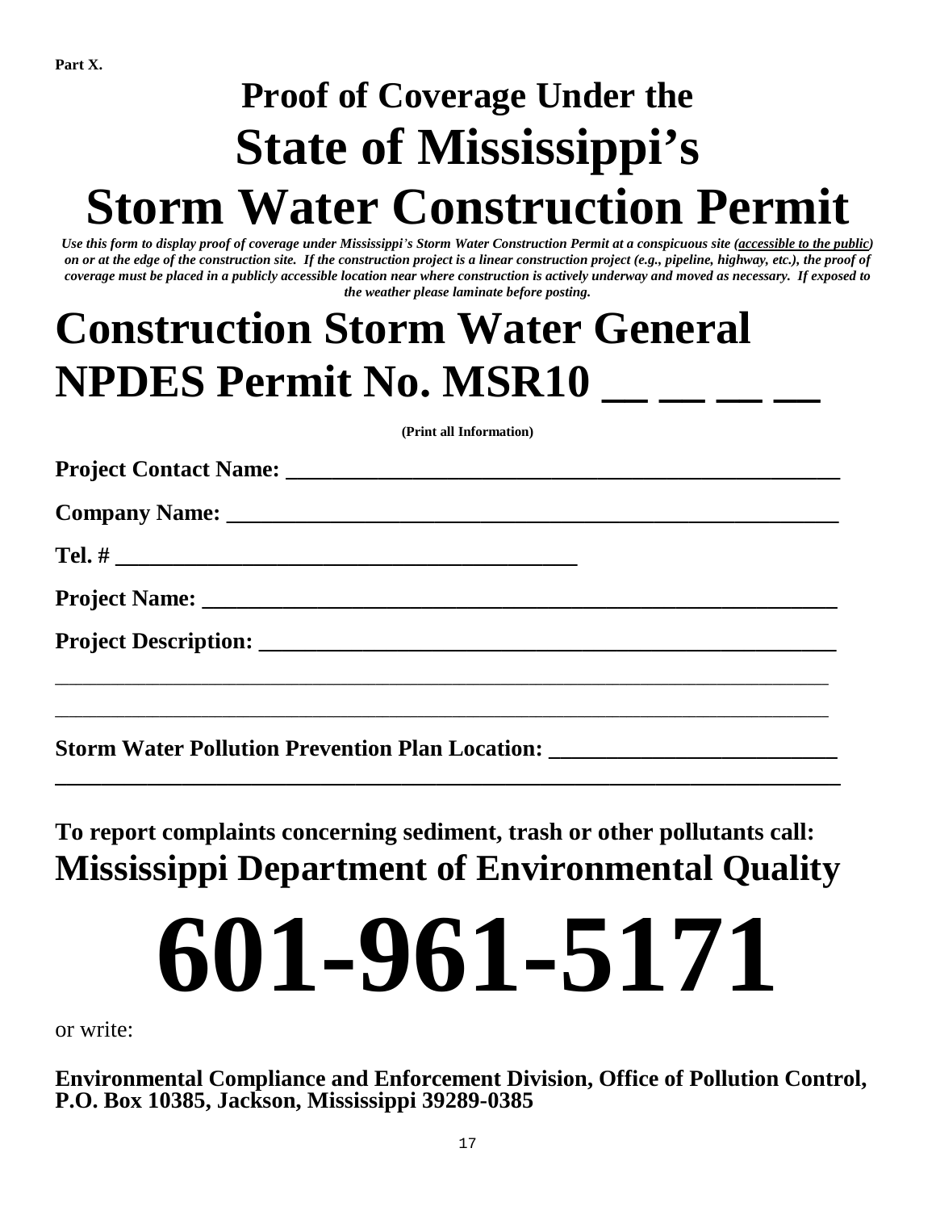**Part X.**

# Proof of Coverage Under the State of Mississippi's Storm Water Construction Permit

***Use this form to display proof of coverage under Mississippi's Storm Water Construction Permit at a conspicuous site (accessible to the public) on or at the edge of the construction site. If the construction project is a linear construction project (e.g., pipeline, highway, etc.), the proof of coverage must be placed in a publicly accessible location near where construction is actively underway and moved as necessary. If exposed to the weather please laminate before posting.***

# Construction Storm Water General NPDES Permit No. MSR10 __ __ __ __

**(Print all Information)**

**Project Contact Name: _______________________________________________**

**Company Name: ____________________________________________________**

**Tel. # ____________________________________**

**Project Name: _____________________________________________________**

**Project Description: _________________________________________________**

_____________________________________________________________________

_____________________________________________________________________

**Storm Water Pollution Prevention Plan Location: _______________________**

**_____________________________________________________________________**

**To report complaints concerning sediment, trash or other pollutants call:**

## Mississippi Department of Environmental Quality

# 601-961-5171

or write:

**Environmental Compliance and Enforcement Division, Office of Pollution Control, P.O. Box 10385, Jackson, Mississippi 39289-0385**